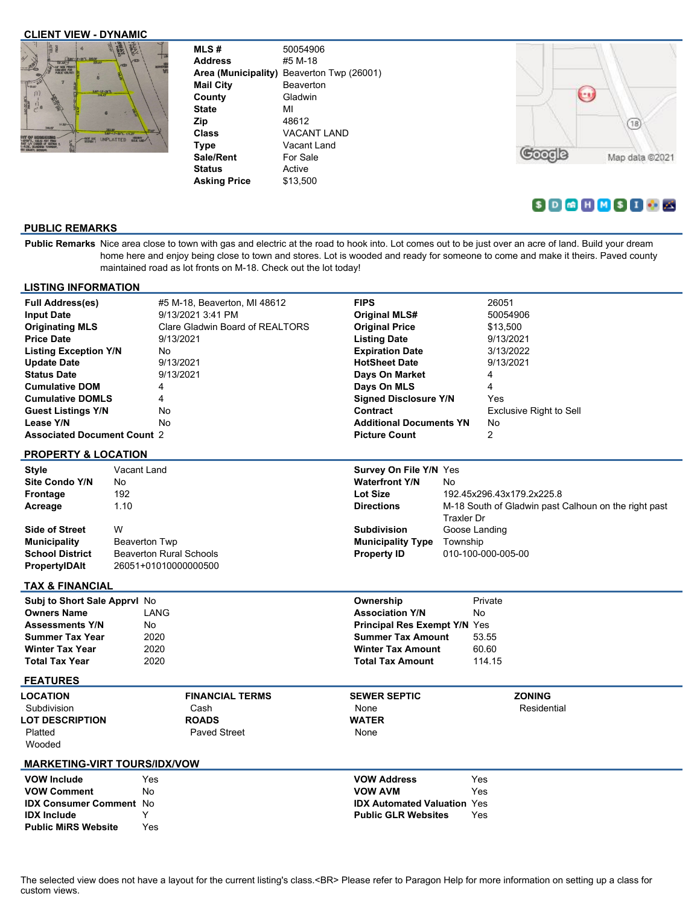## CLIENT VIEW - DYNAMIC

| | |
|---|---|
| **MLS #** | 50054906 |
| **Address** | #5 M-18 |
| **Area (Municipality)** | Beaverton Twp (26001) |
| **Mail City** | Beaverton |
| **County** | Gladwin |
| **State** | MI |
| **Zip** | 48612 |
| **Class** | VACANT LAND |
| **Type** | Vacant Land |
| **Sale/Rent** | For Sale |
| **Status** | Active |
| **Asking Price** | $13,500 |

## PUBLIC REMARKS

**Public Remarks** Nice area close to town with gas and electric at the road to hook into. Lot comes out to be just over an acre of land. Build your dream home here and enjoy being close to town and stores. Lot is wooded and ready for someone to come and make it theirs. Paved county maintained road as lot fronts on M-18. Check out the lot today!

## LISTING INFORMATION

| | | | |
|---|---|---|---|
| **Full Address(es)** | #5 M-18, Beaverton, MI 48612 | **FIPS** | 26051 |
| **Input Date** | 9/13/2021 3:41 PM | **Original MLS#** | 50054906 |
| **Originating MLS** | Clare Gladwin Board of REALTORS | **Original Price** | $13,500 |
| **Price Date** | 9/13/2021 | **Listing Date** | 9/13/2021 |
| **Listing Exception Y/N** | No | **Expiration Date** | 3/13/2022 |
| **Update Date** | 9/13/2021 | **HotSheet Date** | 9/13/2021 |
| **Status Date** | 9/13/2021 | **Days On Market** | 4 |
| **Cumulative DOM** | 4 | **Days On MLS** | 4 |
| **Cumulative DOMLS** | 4 | **Signed Disclosure Y/N** | Yes |
| **Guest Listings Y/N** | No | **Contract** | Exclusive Right to Sell |
| **Lease Y/N** | No | **Additional Documents YN** | No |
| **Associated Document Count** | 2 | **Picture Count** | 2 |

## PROPERTY & LOCATION

| | | | |
|---|---|---|---|
| **Style** | Vacant Land | **Survey On File Y/N** | Yes |
| **Site Condo Y/N** | No | **Waterfront Y/N** | No |
| **Frontage** | 192 | **Lot Size** | 192.45x296.43x179.2x225.8 |
| **Acreage** | 1.10 | **Directions** | M-18 South of Gladwin past Calhoun on the right past Traxler Dr |
| **Side of Street** | W | **Subdivision** | Goose Landing |
| **Municipality** | Beaverton Twp | **Municipality Type** | Township |
| **School District** | Beaverton Rural Schools | **Property ID** | 010-100-000-005-00 |
| **PropertyIDAlt** | 26051+01010000000500 | | |

## TAX & FINANCIAL

| | | | |
|---|---|---|---|
| **Subj to Short Sale Apprvl** | No | **Ownership** | Private |
| **Owners Name** | LANG | **Association Y/N** | No |
| **Assessments Y/N** | No | **Principal Res Exempt Y/N** | Yes |
| **Summer Tax Year** | 2020 | **Summer Tax Amount** | 53.55 |
| **Winter Tax Year** | 2020 | **Winter Tax Amount** | 60.60 |
| **Total Tax Year** | 2020 | **Total Tax Amount** | 114.15 |

## FEATURES

| LOCATION | FINANCIAL TERMS | SEWER SEPTIC | ZONING |
|---|---|---|---|
| Subdivision | Cash | None | Residential |
| **LOT DESCRIPTION** | **ROADS** | **WATER** | |
| Platted | Paved Street | None | |
| Wooded | | | |

## MARKETING-VIRT TOURS/IDX/VOW

| | | | |
|---|---|---|---|
| **VOW Include** | Yes | **VOW Address** | Yes |
| **VOW Comment** | No | **VOW AVM** | Yes |
| **IDX Consumer Comment** | No | **IDX Automated Valuation** | Yes |
| **IDX Include** | Y | **Public GLR Websites** | Yes |
| **Public MiRS Website** | Yes | | |

The selected view does not have a layout for the current listing's class.<BR> Please refer to Paragon Help for more information on setting up a class for custom views.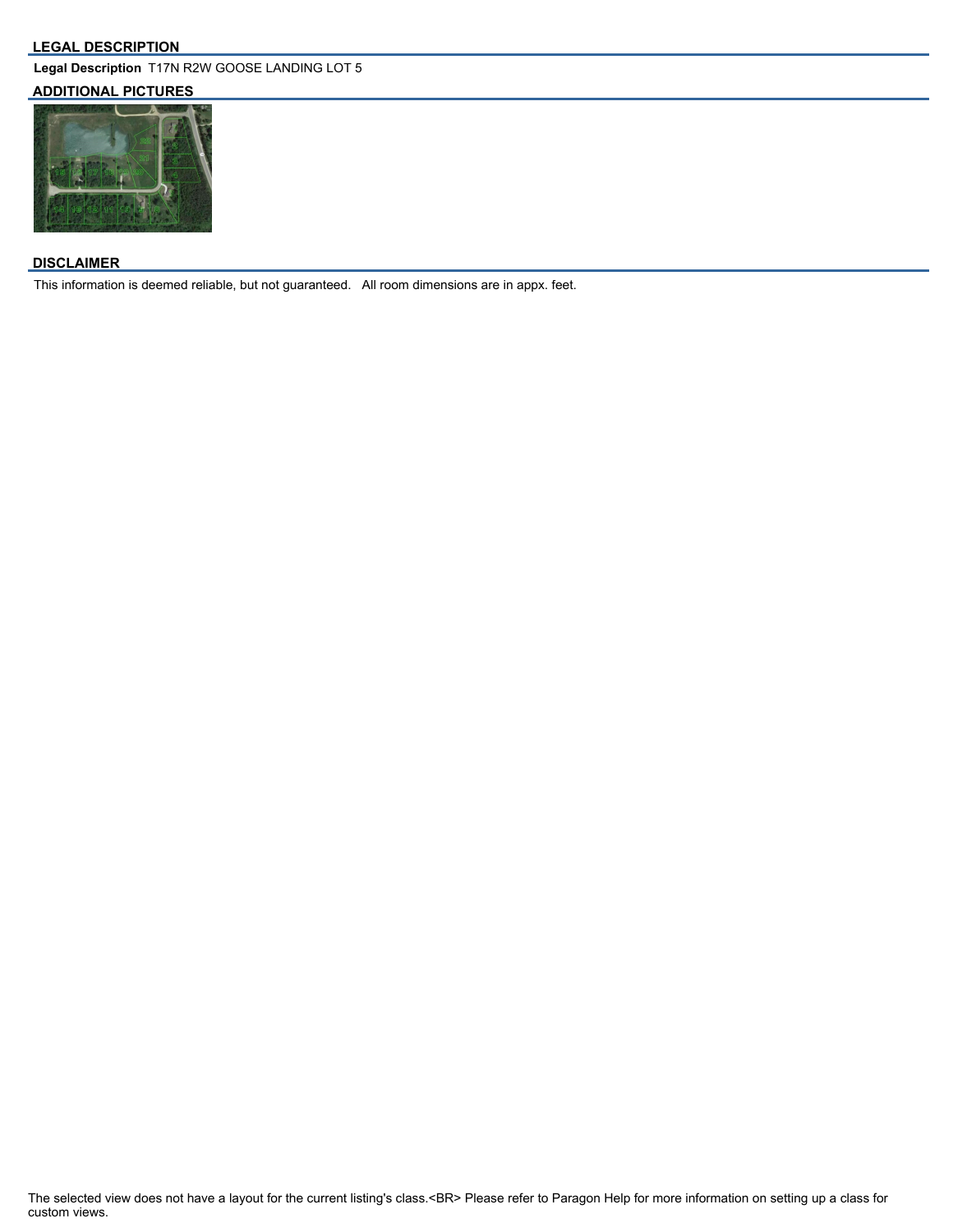## LEGAL DESCRIPTION

**Legal Description** T17N R2W GOOSE LANDING LOT 5

## ADDITIONAL PICTURES

## DISCLAIMER

This information is deemed reliable, but not guaranteed. All room dimensions are in appx. feet.

The selected view does not have a layout for the current listing's class.<BR> Please refer to Paragon Help for more information on setting up a class for custom views.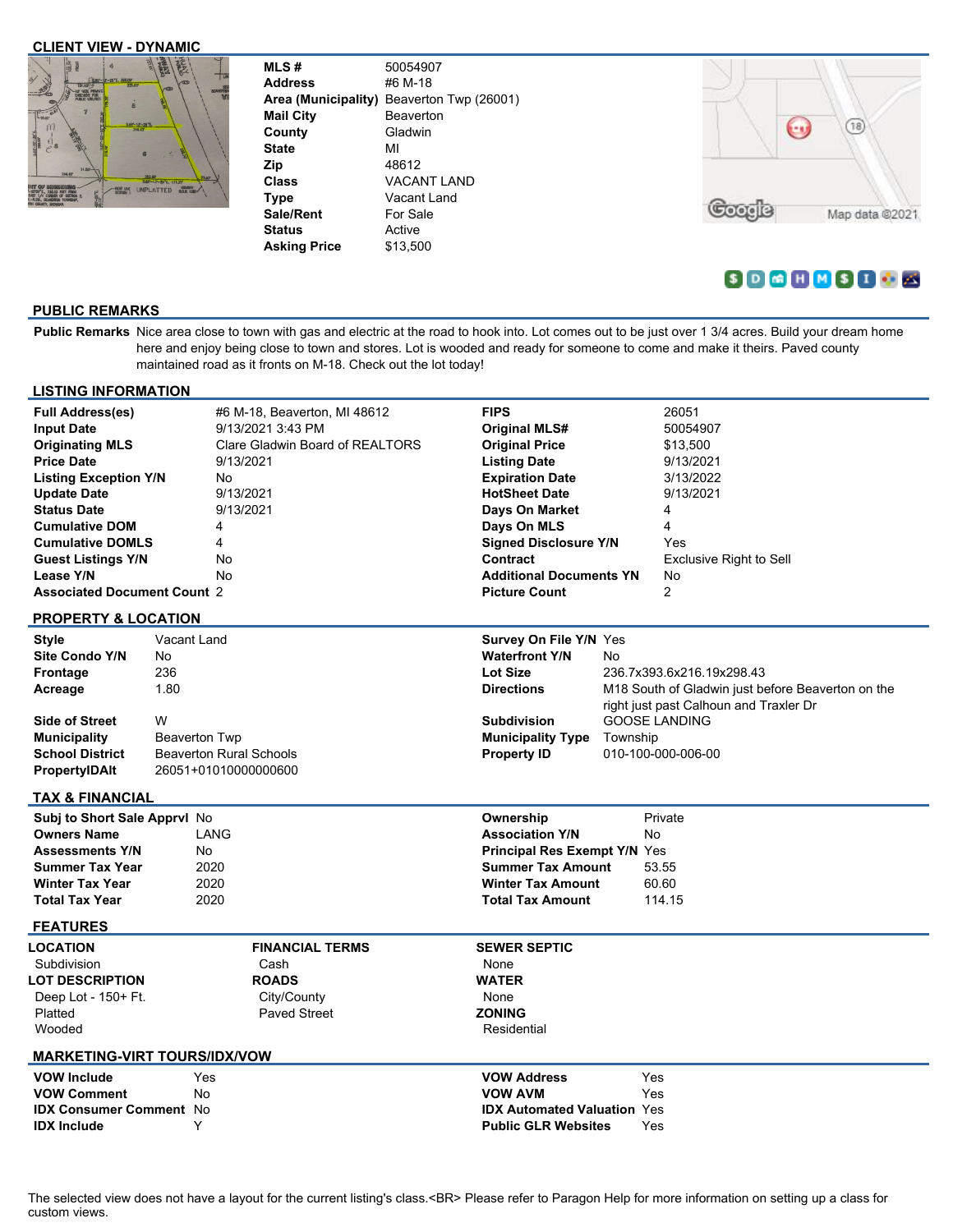## CLIENT VIEW - DYNAMIC

| | |
|---|---|
| **MLS #** | 50054907 |
| **Address** | #6 M-18 |
| **Area (Municipality)** | Beaverton Twp (26001) |
| **Mail City** | Beaverton |
| **County** | Gladwin |
| **State** | MI |
| **Zip** | 48612 |
| **Class** | VACANT LAND |
| **Type** | Vacant Land |
| **Sale/Rent** | For Sale |
| **Status** | Active |
| **Asking Price** | $13,500 |

## PUBLIC REMARKS

**Public Remarks** Nice area close to town with gas and electric at the road to hook into. Lot comes out to be just over 1 3/4 acres. Build your dream home here and enjoy being close to town and stores. Lot is wooded and ready for someone to come and make it theirs. Paved county maintained road as it fronts on M-18. Check out the lot today!

## LISTING INFORMATION

| | | | |
|---|---|---|---|
| **Full Address(es)** | #6 M-18, Beaverton, MI 48612 | **FIPS** | 26051 |
| **Input Date** | 9/13/2021 3:43 PM | **Original MLS#** | 50054907 |
| **Originating MLS** | Clare Gladwin Board of REALTORS | **Original Price** | $13,500 |
| **Price Date** | 9/13/2021 | **Listing Date** | 9/13/2021 |
| **Listing Exception Y/N** | No | **Expiration Date** | 3/13/2022 |
| **Update Date** | 9/13/2021 | **HotSheet Date** | 9/13/2021 |
| **Status Date** | 9/13/2021 | **Days On Market** | 4 |
| **Cumulative DOM** | 4 | **Days On MLS** | 4 |
| **Cumulative DOMLS** | 4 | **Signed Disclosure Y/N** | Yes |
| **Guest Listings Y/N** | No | **Contract** | Exclusive Right to Sell |
| **Lease Y/N** | No | **Additional Documents YN** | No |
| **Associated Document Count** | 2 | **Picture Count** | 2 |

## PROPERTY & LOCATION

| | | | |
|---|---|---|---|
| **Style** | Vacant Land | **Survey On File Y/N** | Yes |
| **Site Condo Y/N** | No | **Waterfront Y/N** | No |
| **Frontage** | 236 | **Lot Size** | 236.7x393.6x216.19x298.43 |
| **Acreage** | 1.80 | **Directions** | M18 South of Gladwin just before Beaverton on the right just past Calhoun and Traxler Dr |
| **Side of Street** | W | **Subdivision** | GOOSE LANDING |
| **Municipality** | Beaverton Twp | **Municipality Type** | Township |
| **School District** | Beaverton Rural Schools | **Property ID** | 010-100-000-006-00 |
| **PropertyIDAlt** | 26051+01010000000600 | | |

## TAX & FINANCIAL

| | | | |
|---|---|---|---|
| **Subj to Short Sale Apprvl** | No | **Ownership** | Private |
| **Owners Name** | LANG | **Association Y/N** | No |
| **Assessments Y/N** | No | **Principal Res Exempt Y/N** | Yes |
| **Summer Tax Year** | 2020 | **Summer Tax Amount** | 53.55 |
| **Winter Tax Year** | 2020 | **Winter Tax Amount** | 60.60 |
| **Total Tax Year** | 2020 | **Total Tax Amount** | 114.15 |

## FEATURES

**LOCATION**
Subdivision

**LOT DESCRIPTION**
Deep Lot - 150+ Ft.
Platted
Wooded

**FINANCIAL TERMS**
Cash

**ROADS**
City/County
Paved Street

**SEWER SEPTIC**
None

**WATER**
None

**ZONING**
Residential

## MARKETING-VIRT TOURS/IDX/VOW

| | | | |
|---|---|---|---|
| **VOW Include** | Yes | **VOW Address** | Yes |
| **VOW Comment** | No | **VOW AVM** | Yes |
| **IDX Consumer Comment** | No | **IDX Automated Valuation** | Yes |
| **IDX Include** | Y | **Public GLR Websites** | Yes |

The selected view does not have a layout for the current listing's class.<BR> Please refer to Paragon Help for more information on setting up a class for custom views.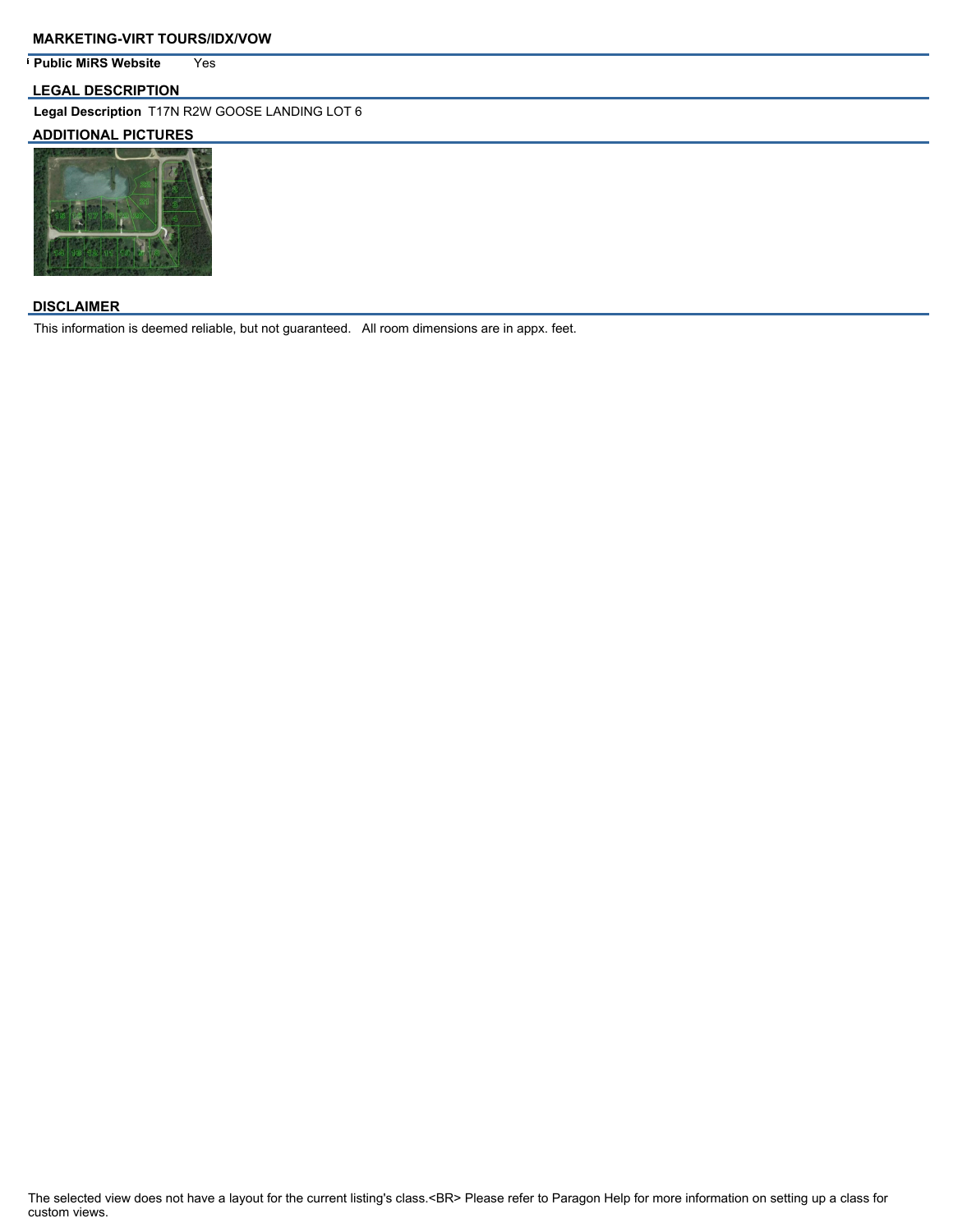## MARKETING-VIRT TOURS/IDX/VOW

**Public MiRS Website** Yes

## LEGAL DESCRIPTION

**Legal Description** T17N R2W GOOSE LANDING LOT 6

## ADDITIONAL PICTURES

## DISCLAIMER

This information is deemed reliable, but not guaranteed. All room dimensions are in appx. feet.

The selected view does not have a layout for the current listing's class.<BR> Please refer to Paragon Help for more information on setting up a class for custom views.